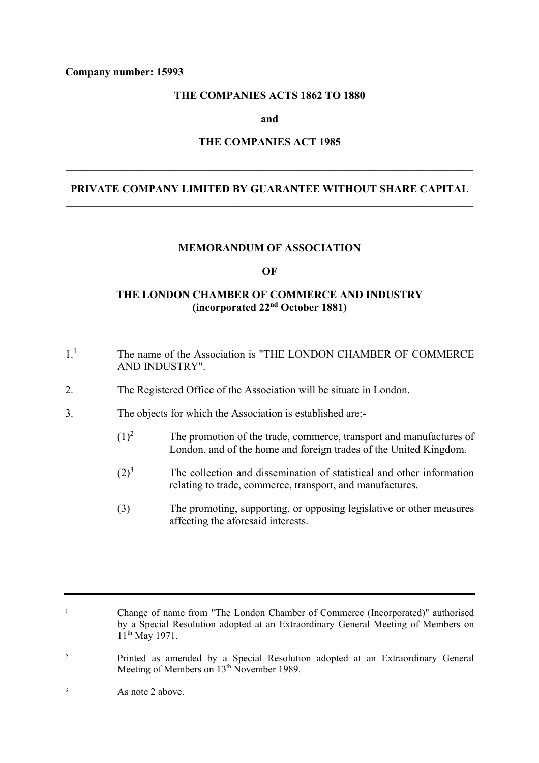**Company number: 15993**

**THE COMPANIES ACTS 1862 TO 1880**

**and**

**THE COMPANIES ACT 1985**

---

**PRIVATE COMPANY LIMITED BY GUARANTEE WITHOUT SHARE CAPITAL**

---

# MEMORANDUM OF ASSOCIATION

# OF

# THE LONDON CHAMBER OF COMMERCE AND INDUSTRY

**(incorporated 22nd October 1881)**

1.[1] The name of the Association is "THE LONDON CHAMBER OF COMMERCE AND INDUSTRY".

2. The Registered Office of the Association will be situate in London.

3. The objects for which the Association is established are:-

   (1)[2] The promotion of the trade, commerce, transport and manufactures of London, and of the home and foreign trades of the United Kingdom.

   (2)[3] The collection and dissemination of statistical and other information relating to trade, commerce, transport, and manufactures.

   (3) The promoting, supporting, or opposing legislative or other measures affecting the aforesaid interests.

---

[1] Change of name from "The London Chamber of Commerce (Incorporated)" authorised by a Special Resolution adopted at an Extraordinary General Meeting of Members on 11th May 1971.

[2] Printed as amended by a Special Resolution adopted at an Extraordinary General Meeting of Members on 13th November 1989.

[3] As note 2 above.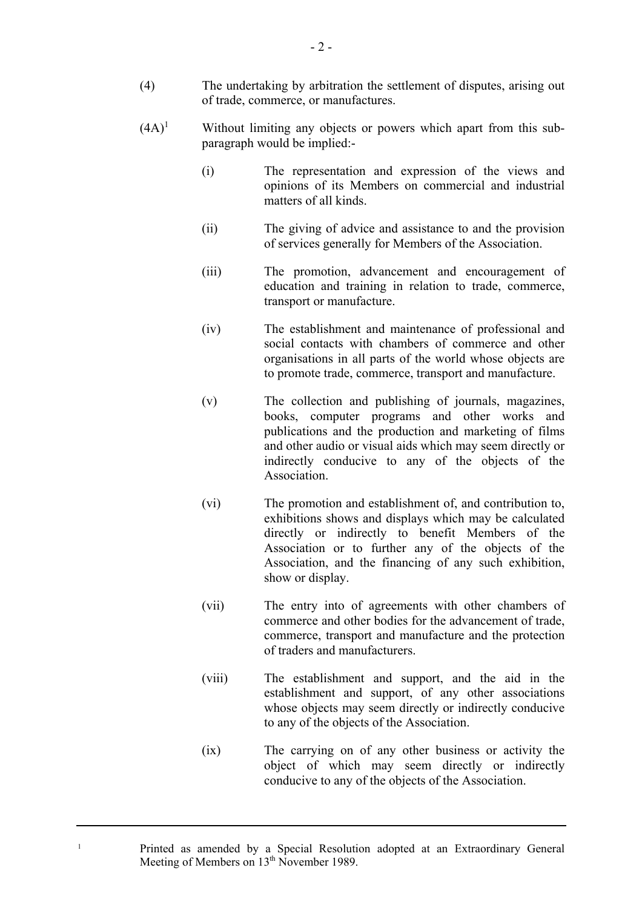(4) The undertaking by arbitration the settlement of disputes, arising out of trade, commerce, or manufactures.

(4A)[1] Without limiting any objects or powers which apart from this sub-paragraph would be implied:-

(i) The representation and expression of the views and opinions of its Members on commercial and industrial matters of all kinds.

(ii) The giving of advice and assistance to and the provision of services generally for Members of the Association.

(iii) The promotion, advancement and encouragement of education and training in relation to trade, commerce, transport or manufacture.

(iv) The establishment and maintenance of professional and social contacts with chambers of commerce and other organisations in all parts of the world whose objects are to promote trade, commerce, transport and manufacture.

(v) The collection and publishing of journals, magazines, books, computer programs and other works and publications and the production and marketing of films and other audio or visual aids which may seem directly or indirectly conducive to any of the objects of the Association.

(vi) The promotion and establishment of, and contribution to, exhibitions shows and displays which may be calculated directly or indirectly to benefit Members of the Association or to further any of the objects of the Association, and the financing of any such exhibition, show or display.

(vii) The entry into of agreements with other chambers of commerce and other bodies for the advancement of trade, commerce, transport and manufacture and the protection of traders and manufacturers.

(viii) The establishment and support, and the aid in the establishment and support, of any other associations whose objects may seem directly or indirectly conducive to any of the objects of the Association.

(ix) The carrying on of any other business or activity the object of which may seem directly or indirectly conducive to any of the objects of the Association.

---

[1] Printed as amended by a Special Resolution adopted at an Extraordinary General Meeting of Members on 13th November 1989.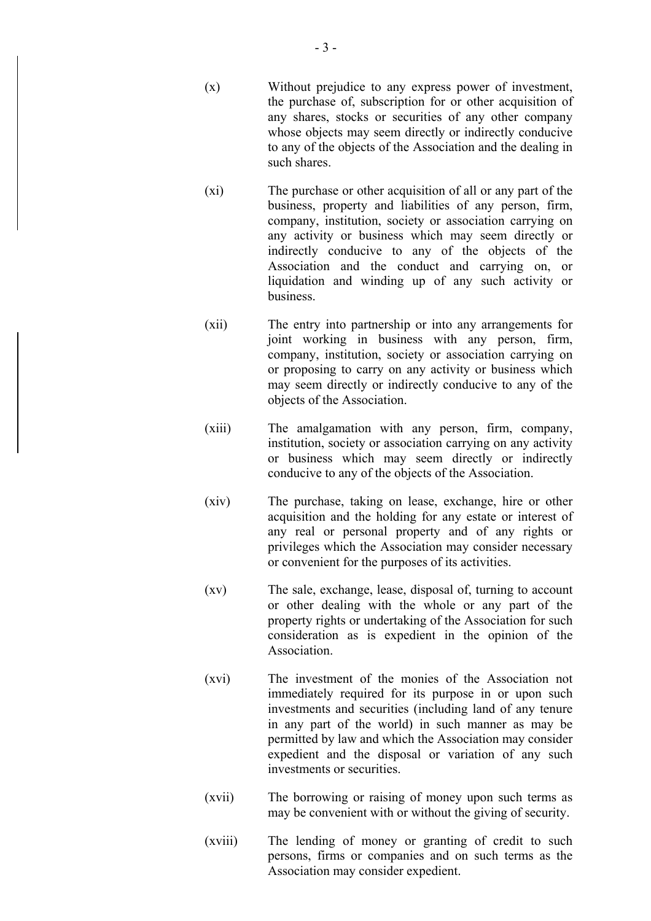(x) Without prejudice to any express power of investment, the purchase of, subscription for or other acquisition of any shares, stocks or securities of any other company whose objects may seem directly or indirectly conducive to any of the objects of the Association and the dealing in such shares.

(xi) The purchase or other acquisition of all or any part of the business, property and liabilities of any person, firm, company, institution, society or association carrying on any activity or business which may seem directly or indirectly conducive to any of the objects of the Association and the conduct and carrying on, or liquidation and winding up of any such activity or business.

(xii) The entry into partnership or into any arrangements for joint working in business with any person, firm, company, institution, society or association carrying on or proposing to carry on any activity or business which may seem directly or indirectly conducive to any of the objects of the Association.

(xiii) The amalgamation with any person, firm, company, institution, society or association carrying on any activity or business which may seem directly or indirectly conducive to any of the objects of the Association.

(xiv) The purchase, taking on lease, exchange, hire or other acquisition and the holding for any estate or interest of any real or personal property and of any rights or privileges which the Association may consider necessary or convenient for the purposes of its activities.

(xv) The sale, exchange, lease, disposal of, turning to account or other dealing with the whole or any part of the property rights or undertaking of the Association for such consideration as is expedient in the opinion of the Association.

(xvi) The investment of the monies of the Association not immediately required for its purpose in or upon such investments and securities (including land of any tenure in any part of the world) in such manner as may be permitted by law and which the Association may consider expedient and the disposal or variation of any such investments or securities.

(xvii) The borrowing or raising of money upon such terms as may be convenient with or without the giving of security.

(xviii) The lending of money or granting of credit to such persons, firms or companies and on such terms as the Association may consider expedient.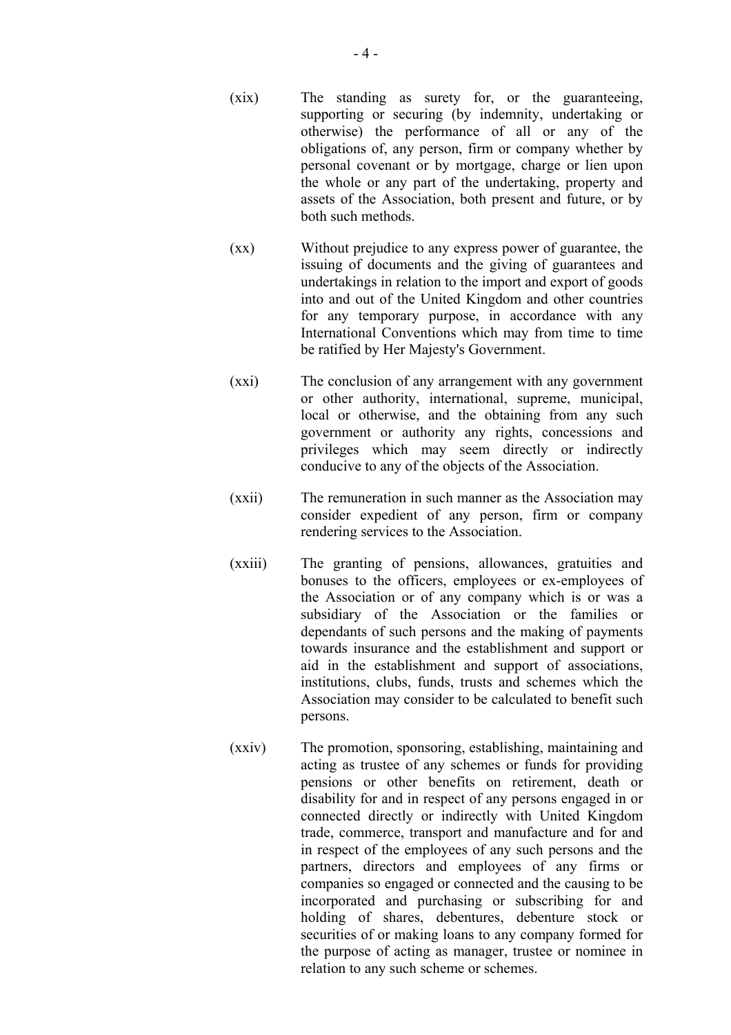(xix) The standing as surety for, or the guaranteeing, supporting or securing (by indemnity, undertaking or otherwise) the performance of all or any of the obligations of, any person, firm or company whether by personal covenant or by mortgage, charge or lien upon the whole or any part of the undertaking, property and assets of the Association, both present and future, or by both such methods.

(xx) Without prejudice to any express power of guarantee, the issuing of documents and the giving of guarantees and undertakings in relation to the import and export of goods into and out of the United Kingdom and other countries for any temporary purpose, in accordance with any International Conventions which may from time to time be ratified by Her Majesty's Government.

(xxi) The conclusion of any arrangement with any government or other authority, international, supreme, municipal, local or otherwise, and the obtaining from any such government or authority any rights, concessions and privileges which may seem directly or indirectly conducive to any of the objects of the Association.

(xxii) The remuneration in such manner as the Association may consider expedient of any person, firm or company rendering services to the Association.

(xxiii) The granting of pensions, allowances, gratuities and bonuses to the officers, employees or ex-employees of the Association or of any company which is or was a subsidiary of the Association or the families or dependants of such persons and the making of payments towards insurance and the establishment and support or aid in the establishment and support of associations, institutions, clubs, funds, trusts and schemes which the Association may consider to be calculated to benefit such persons.

(xxiv) The promotion, sponsoring, establishing, maintaining and acting as trustee of any schemes or funds for providing pensions or other benefits on retirement, death or disability for and in respect of any persons engaged in or connected directly or indirectly with United Kingdom trade, commerce, transport and manufacture and for and in respect of the employees of any such persons and the partners, directors and employees of any firms or companies so engaged or connected and the causing to be incorporated and purchasing or subscribing for and holding of shares, debentures, debenture stock or securities of or making loans to any company formed for the purpose of acting as manager, trustee or nominee in relation to any such scheme or schemes.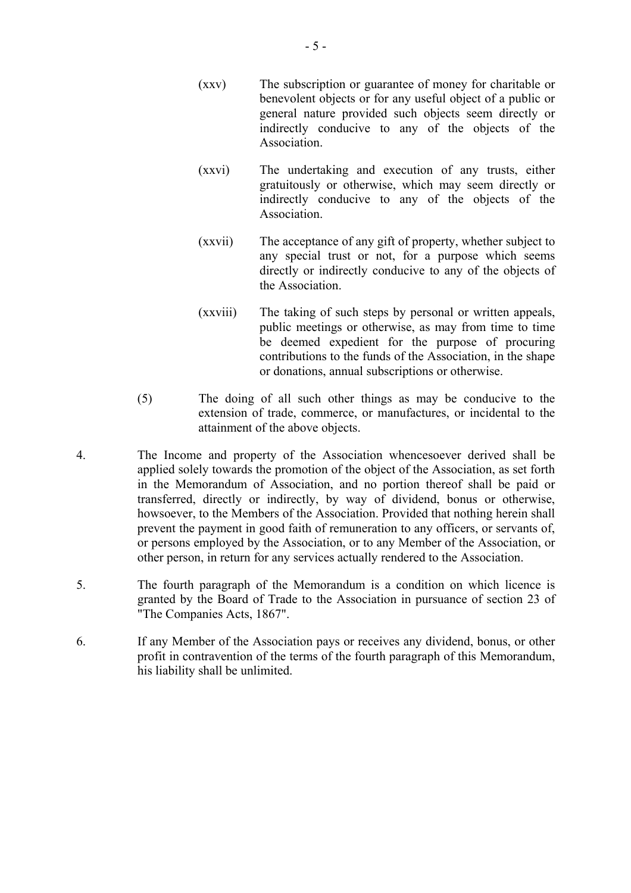(xxv) The subscription or guarantee of money for charitable or benevolent objects or for any useful object of a public or general nature provided such objects seem directly or indirectly conducive to any of the objects of the Association.

(xxvi) The undertaking and execution of any trusts, either gratuitously or otherwise, which may seem directly or indirectly conducive to any of the objects of the Association.

(xxvii) The acceptance of any gift of property, whether subject to any special trust or not, for a purpose which seems directly or indirectly conducive to any of the objects of the Association.

(xxviii) The taking of such steps by personal or written appeals, public meetings or otherwise, as may from time to time be deemed expedient for the purpose of procuring contributions to the funds of the Association, in the shape or donations, annual subscriptions or otherwise.

(5) The doing of all such other things as may be conducive to the extension of trade, commerce, or manufactures, or incidental to the attainment of the above objects.

4. The Income and property of the Association whencesoever derived shall be applied solely towards the promotion of the object of the Association, as set forth in the Memorandum of Association, and no portion thereof shall be paid or transferred, directly or indirectly, by way of dividend, bonus or otherwise, howsoever, to the Members of the Association. Provided that nothing herein shall prevent the payment in good faith of remuneration to any officers, or servants of, or persons employed by the Association, or to any Member of the Association, or other person, in return for any services actually rendered to the Association.

5. The fourth paragraph of the Memorandum is a condition on which licence is granted by the Board of Trade to the Association in pursuance of section 23 of "The Companies Acts, 1867".

6. If any Member of the Association pays or receives any dividend, bonus, or other profit in contravention of the terms of the fourth paragraph of this Memorandum, his liability shall be unlimited.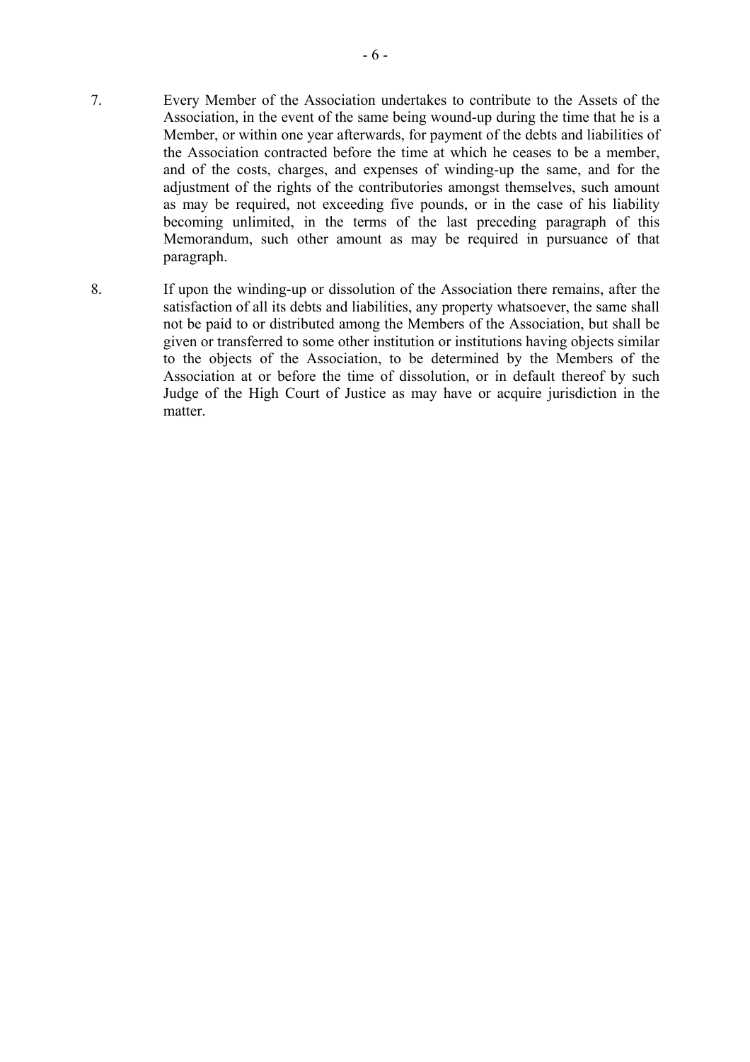7. Every Member of the Association undertakes to contribute to the Assets of the Association, in the event of the same being wound-up during the time that he is a Member, or within one year afterwards, for payment of the debts and liabilities of the Association contracted before the time at which he ceases to be a member, and of the costs, charges, and expenses of winding-up the same, and for the adjustment of the rights of the contributories amongst themselves, such amount as may be required, not exceeding five pounds, or in the case of his liability becoming unlimited, in the terms of the last preceding paragraph of this Memorandum, such other amount as may be required in pursuance of that paragraph.

8. If upon the winding-up or dissolution of the Association there remains, after the satisfaction of all its debts and liabilities, any property whatsoever, the same shall not be paid to or distributed among the Members of the Association, but shall be given or transferred to some other institution or institutions having objects similar to the objects of the Association, to be determined by the Members of the Association at or before the time of dissolution, or in default thereof by such Judge of the High Court of Justice as may have or acquire jurisdiction in the matter.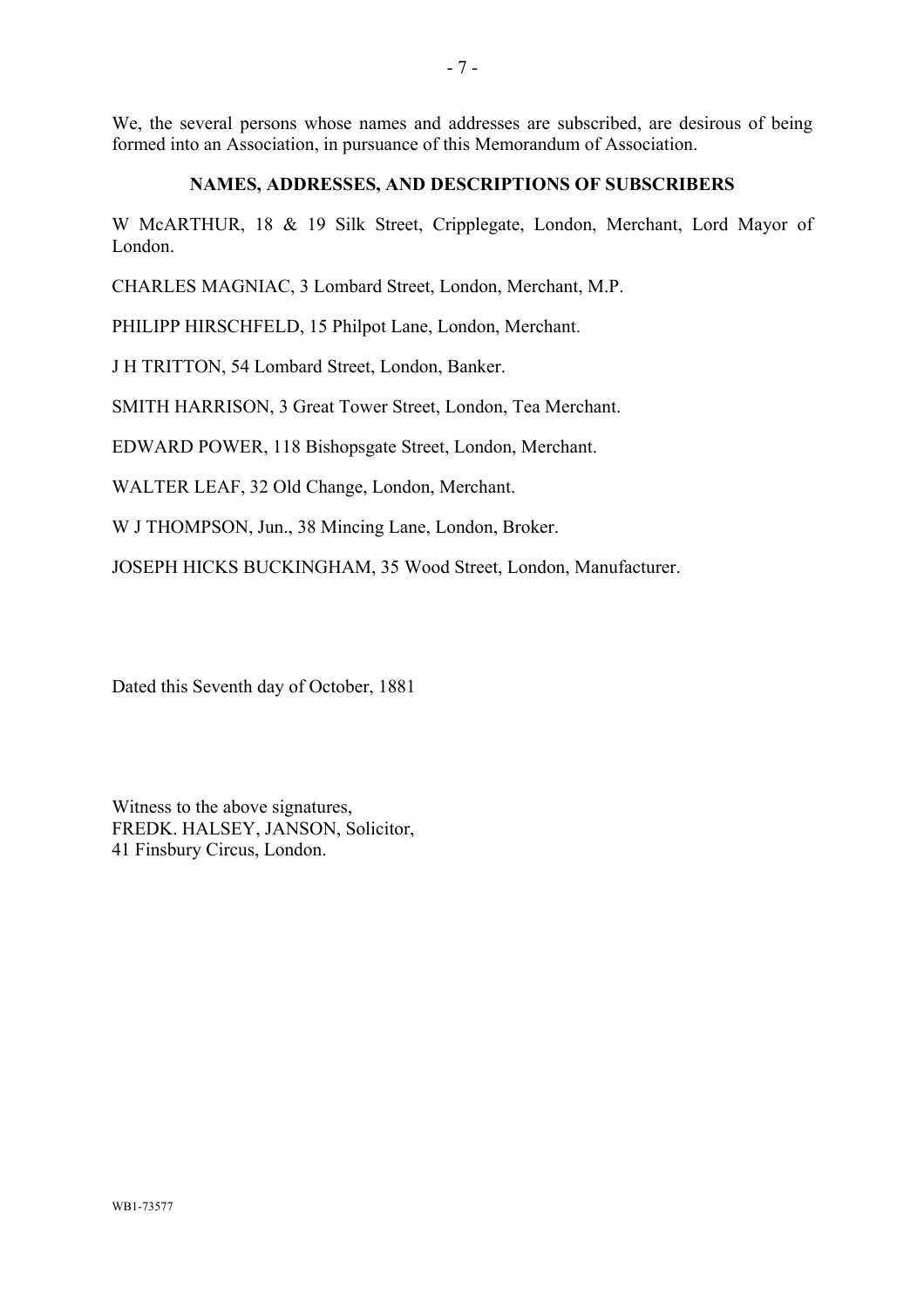We, the several persons whose names and addresses are subscribed, are desirous of being formed into an Association, in pursuance of this Memorandum of Association.

**NAMES, ADDRESSES, AND DESCRIPTIONS OF SUBSCRIBERS**

W McARTHUR, 18 & 19 Silk Street, Cripplegate, London, Merchant, Lord Mayor of London.

CHARLES MAGNIAC, 3 Lombard Street, London, Merchant, M.P.

PHILIPP HIRSCHFELD, 15 Philpot Lane, London, Merchant.

J H TRITTON, 54 Lombard Street, London, Banker.

SMITH HARRISON, 3 Great Tower Street, London, Tea Merchant.

EDWARD POWER, 118 Bishopsgate Street, London, Merchant.

WALTER LEAF, 32 Old Change, London, Merchant.

W J THOMPSON, Jun., 38 Mincing Lane, London, Broker.

JOSEPH HICKS BUCKINGHAM, 35 Wood Street, London, Manufacturer.

Dated this Seventh day of October, 1881

Witness to the above signatures,
FREDK. HALSEY, JANSON, Solicitor,
41 Finsbury Circus, London.

WB1-73577